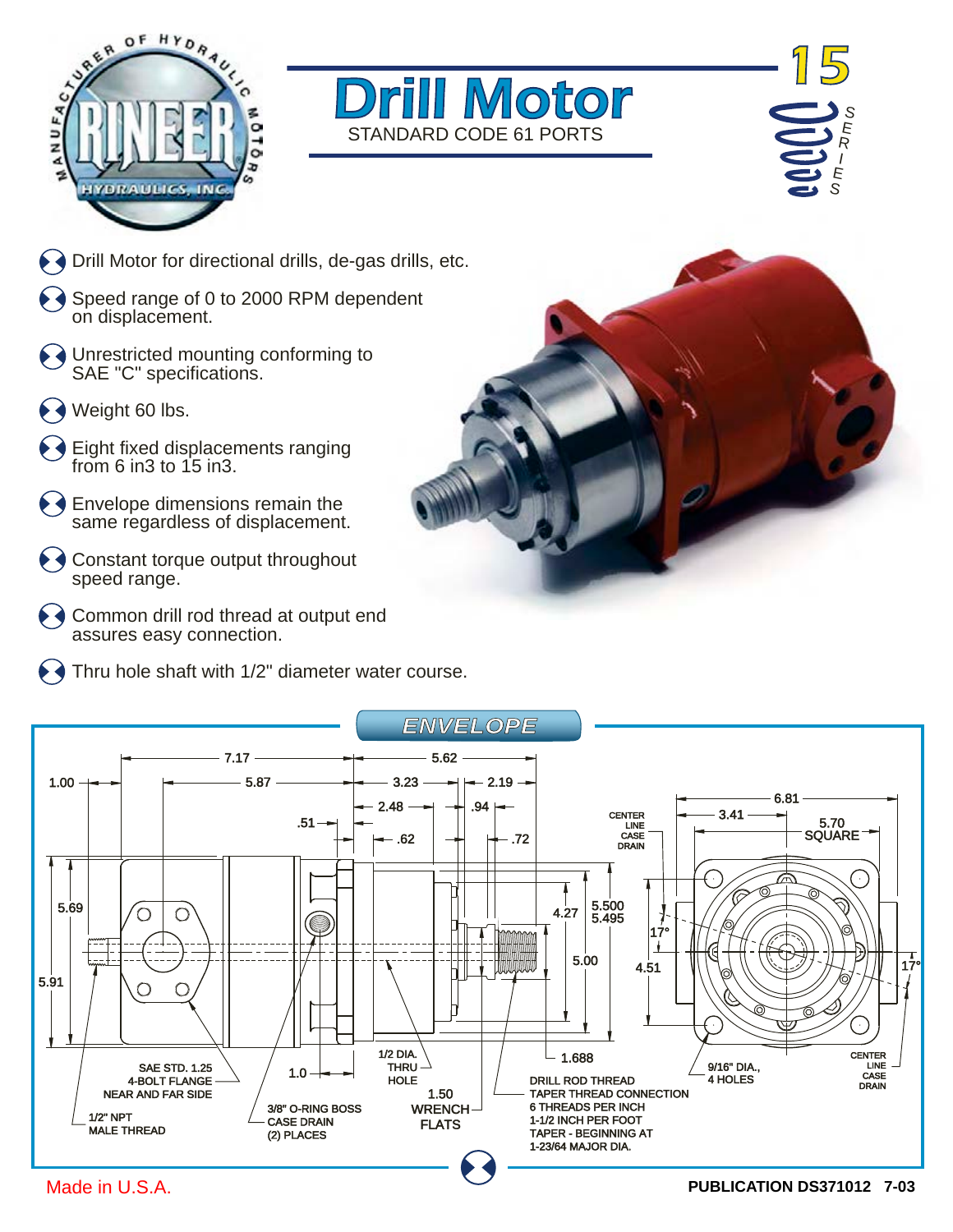# Drill Motor

STANDARD CODE 61 PORTS

15 SERIES

- Drill Motor for directional drills, de-gas drills, etc.
- Speed range of 0 to 2000 RPM dependent on displacement.
- Unrestricted mounting conforming to SAE "C" specifications.
- Weight 60 lbs.
- Eight fixed displacements ranging from 6 in3 to 15 in3.
- Envelope dimensions remain the same regardless of displacement.
- Constant torque output throughout speed range.
- Common drill rod thread at output end assures easy connection.
- Thru hole shaft with 1/2" diameter water course.

## ENVELOPE

7.17, 5.62, 1.00, 5.87, 3.23, 2.19, 2.48, .94, .51, .62, .72, 6.81, 3.41, 5.70 SQUARE, CENTER LINE CASE DRAIN, 5.69, 5.91, 4.27, 5.500 / 5.495, 17°, 5.00, 4.51, 17°, 1.688, 1.0, 1.50 WRENCH FLATS

SAE STD. 1.25 4-BOLT FLANGE NEAR AND FAR SIDE

1/2" NPT MALE THREAD

3/8" O-RING BOSS CASE DRAIN (2) PLACES

1/2 DIA. THRU HOLE

DRILL ROD THREAD TAPER THREAD CONNECTION 6 THREADS PER INCH 1-1/2 INCH PER FOOT TAPER - BEGINNING AT 1-23/64 MAJOR DIA.

9/16" DIA., 4 HOLES

CENTER LINE CASE DRAIN

Made in U.S.A.

PUBLICATION DS371012 7-03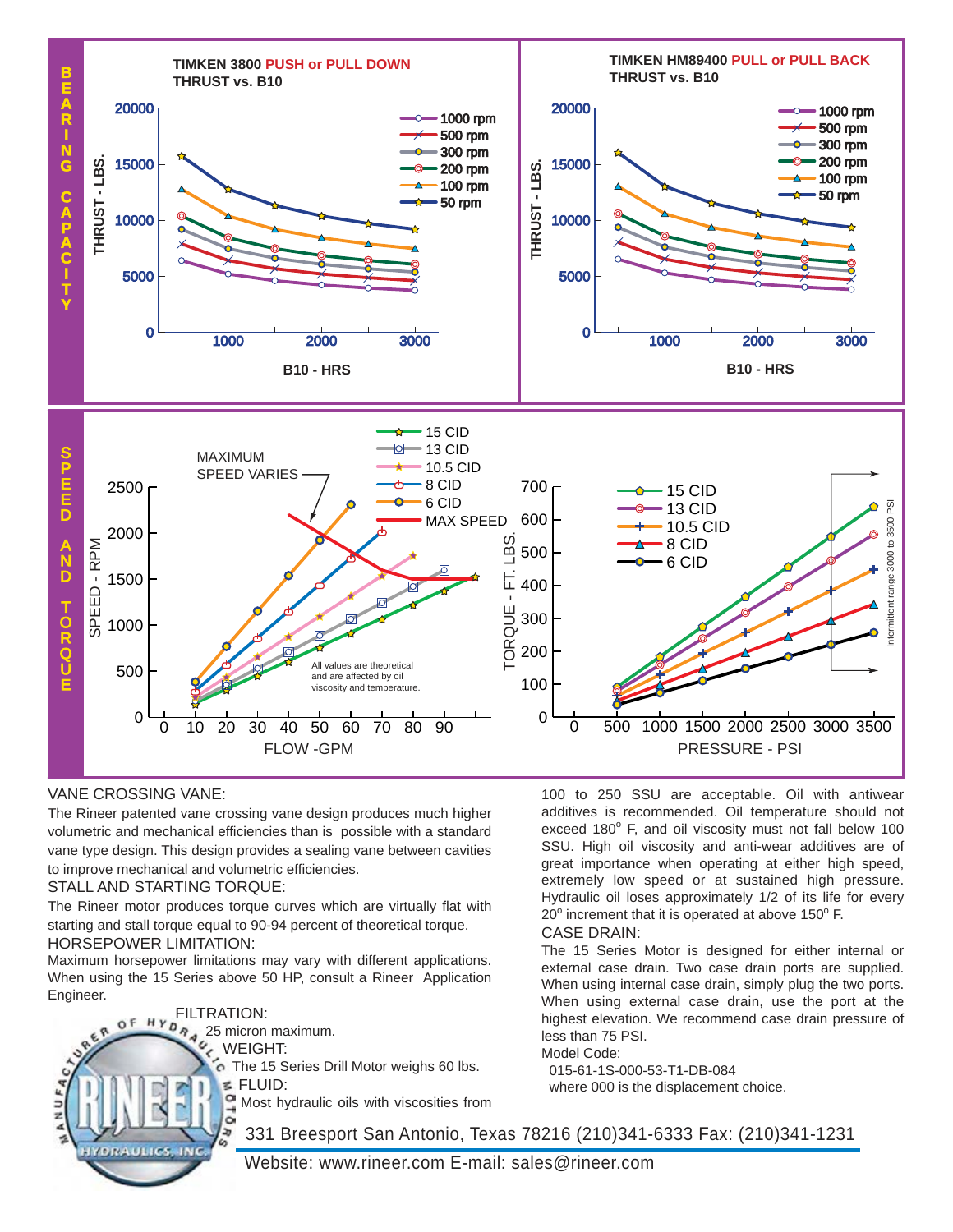BEARING CAPACITY

TIMKEN 3800 PUSH or PULL DOWN
THRUST vs. B10

THRUST - LBS.
20000
15000
10000
5000
0
1000
2000
3000
B10 - HRS

1000 rpm
500 rpm
300 rpm
200 rpm
100 rpm
50 rpm

TIMKEN HM89400 PULL or PULL BACK
THRUST vs. B10

THRUST - LBS.
20000
15000
10000
5000
0
1000
2000
3000
B10 - HRS

1000 rpm
500 rpm
300 rpm
200 rpm
100 rpm
50 rpm

SPEED AND TORQUE

MAXIMUM
SPEED VARIES

15 CID
13 CID
10.5 CID
8 CID
6 CID
MAX SPEED

SPEED - RPM
2500
2000
1500
1000
500
0
0 10 20 30 40 50 60 70 80 90
FLOW -GPM

All values are theoretical and are affected by oil viscosity and temperature.

TORQUE - FT. LBS.
700
600
500
400
300
200
100
0
0 500 1000 1500 2000 2500 3000 3500
PRESSURE - PSI

15 CID
13 CID
10.5 CID
8 CID
6 CID

Intermittent range 3000 to 3500 PSI

VANE CROSSING VANE:

The Rineer patented vane crossing vane design produces much higher volumetric and mechanical efficiencies than is possible with a standard vane type design. This design provides a sealing vane between cavities to improve mechanical and volumetric efficiencies.

STALL AND STARTING TORQUE:

The Rineer motor produces torque curves which are virtually flat with starting and stall torque equal to 90-94 percent of theoretical torque.

HORSEPOWER LIMITATION:

Maximum horsepower limitations may vary with different applications. When using the 15 Series above 50 HP, consult a Rineer Application Engineer.

FILTRATION:

25 micron maximum.

WEIGHT:

The 15 Series Drill Motor weighs 60 lbs.

FLUID:

Most hydraulic oils with viscosities from 100 to 250 SSU are acceptable. Oil with antiwear additives is recommended. Oil temperature should not exceed 180° F, and oil viscosity must not fall below 100 SSU. High oil viscosity and anti-wear additives are of great importance when operating at either high speed, extremely low speed or at sustained high pressure. Hydraulic oil loses approximately 1/2 of its life for every 20° increment that it is operated at above 150° F.

CASE DRAIN:

The 15 Series Motor is designed for either internal or external case drain. Two case drain ports are supplied. When using internal case drain, simply plug the two ports. When using external case drain, use the port at the highest elevation. We recommend case drain pressure of less than 75 PSI.

Model Code:

015-61-1S-000-53-T1-DB-084

where 000 is the displacement choice.

MANUFACTURER OF HYDRAULIC MOTORS
RINEER
HYDRAULICS, INC.

331 Breesport San Antonio, Texas 78216 (210)341-6333 Fax: (210)341-1231

Website: www.rineer.com E-mail: sales@rineer.com